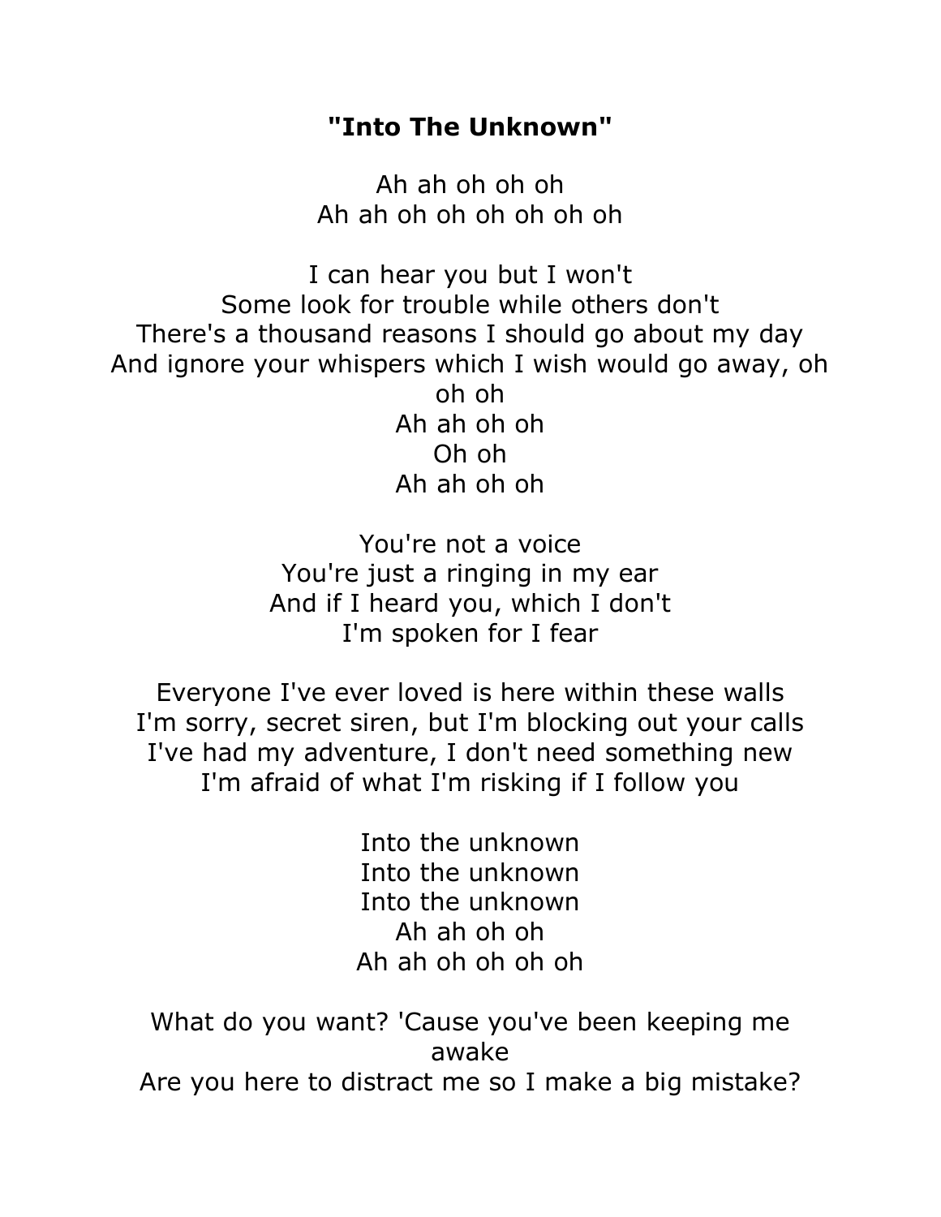## **"Into The Unknown"**

Ah ah oh oh oh Ah ah oh oh oh oh oh oh

I can hear you but I won't Some look for trouble while others don't There's a thousand reasons I should go about my day And ignore your whispers which I wish would go away, oh oh oh Ah ah oh oh Oh oh Ah ah oh oh

> You're not a voice You're just a ringing in my ear And if I heard you, which I don't I'm spoken for I fear

Everyone I've ever loved is here within these walls I'm sorry, secret siren, but I'm blocking out your calls I've had my adventure, I don't need something new I'm afraid of what I'm risking if I follow you

> Into the unknown Into the unknown Into the unknown Ah ah oh oh Ah ah oh oh oh oh

What do you want? 'Cause you've been keeping me awake Are you here to distract me so I make a big mistake?